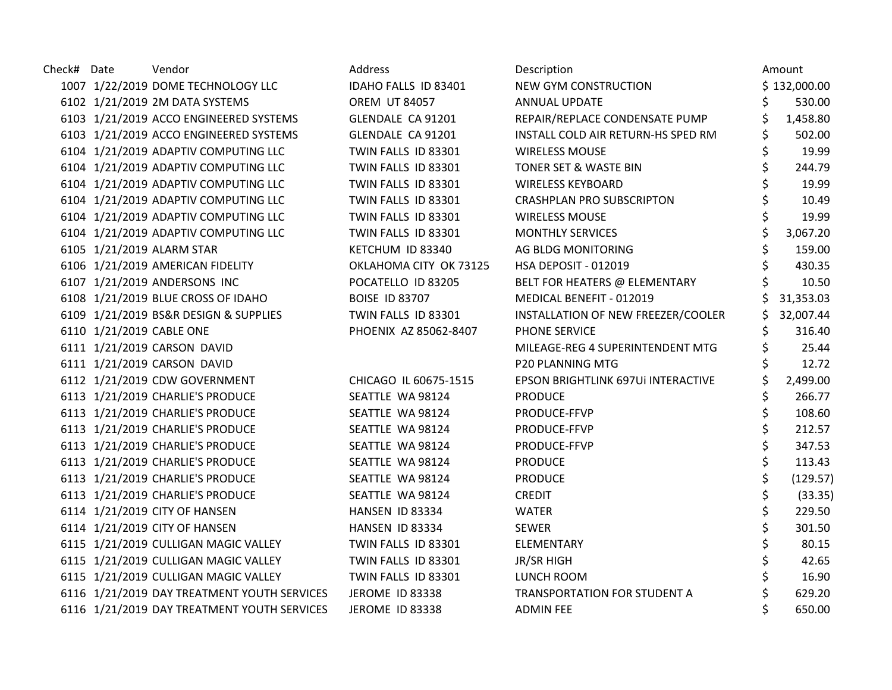| Check# | Date | Vendor | Address | Description | Amount |
|---|---|---|---|---|---|
| 1007 | 1/22/2019 | DOME TECHNOLOGY LLC | IDAHO FALLS ID 83401 | NEW GYM CONSTRUCTION | $ 132,000.00 |
| 6102 | 1/21/2019 | 2M DATA SYSTEMS | OREM UT 84057 | ANNUAL UPDATE | $ 530.00 |
| 6103 | 1/21/2019 | ACCO ENGINEERED SYSTEMS | GLENDALE CA 91201 | REPAIR/REPLACE CONDENSATE PUMP | $ 1,458.80 |
| 6103 | 1/21/2019 | ACCO ENGINEERED SYSTEMS | GLENDALE CA 91201 | INSTALL COLD AIR RETURN-HS SPED RM | $ 502.00 |
| 6104 | 1/21/2019 | ADAPTIV COMPUTING LLC | TWIN FALLS ID 83301 | WIRELESS MOUSE | $ 19.99 |
| 6104 | 1/21/2019 | ADAPTIV COMPUTING LLC | TWIN FALLS ID 83301 | TONER SET & WASTE BIN | $ 244.79 |
| 6104 | 1/21/2019 | ADAPTIV COMPUTING LLC | TWIN FALLS ID 83301 | WIRELESS KEYBOARD | $ 19.99 |
| 6104 | 1/21/2019 | ADAPTIV COMPUTING LLC | TWIN FALLS ID 83301 | CRASHPLAN PRO SUBSCRIPTON | $ 10.49 |
| 6104 | 1/21/2019 | ADAPTIV COMPUTING LLC | TWIN FALLS ID 83301 | WIRELESS MOUSE | $ 19.99 |
| 6104 | 1/21/2019 | ADAPTIV COMPUTING LLC | TWIN FALLS ID 83301 | MONTHLY SERVICES | $ 3,067.20 |
| 6105 | 1/21/2019 | ALARM STAR | KETCHUM ID 83340 | AG BLDG MONITORING | $ 159.00 |
| 6106 | 1/21/2019 | AMERICAN FIDELITY | OKLAHOMA CITY OK 73125 | HSA DEPOSIT - 012019 | $ 430.35 |
| 6107 | 1/21/2019 | ANDERSONS INC | POCATELLO ID 83205 | BELT FOR HEATERS @ ELEMENTARY | $ 10.50 |
| 6108 | 1/21/2019 | BLUE CROSS OF IDAHO | BOISE ID 83707 | MEDICAL BENEFIT - 012019 | $ 31,353.03 |
| 6109 | 1/21/2019 | BS&R DESIGN & SUPPLIES | TWIN FALLS ID 83301 | INSTALLATION OF NEW FREEZER/COOLER | $ 32,007.44 |
| 6110 | 1/21/2019 | CABLE ONE | PHOENIX AZ 85062-8407 | PHONE SERVICE | $ 316.40 |
| 6111 | 1/21/2019 | CARSON DAVID | | MILEAGE-REG 4 SUPERINTENDENT MTG | $ 25.44 |
| 6111 | 1/21/2019 | CARSON DAVID | | P20 PLANNING MTG | $ 12.72 |
| 6112 | 1/21/2019 | CDW GOVERNMENT | CHICAGO IL 60675-1515 | EPSON BRIGHTLINK 697Ui INTERACTIVE | $ 2,499.00 |
| 6113 | 1/21/2019 | CHARLIE'S PRODUCE | SEATTLE WA 98124 | PRODUCE | $ 266.77 |
| 6113 | 1/21/2019 | CHARLIE'S PRODUCE | SEATTLE WA 98124 | PRODUCE-FFVP | $ 108.60 |
| 6113 | 1/21/2019 | CHARLIE'S PRODUCE | SEATTLE WA 98124 | PRODUCE-FFVP | $ 212.57 |
| 6113 | 1/21/2019 | CHARLIE'S PRODUCE | SEATTLE WA 98124 | PRODUCE-FFVP | $ 347.53 |
| 6113 | 1/21/2019 | CHARLIE'S PRODUCE | SEATTLE WA 98124 | PRODUCE | $ 113.43 |
| 6113 | 1/21/2019 | CHARLIE'S PRODUCE | SEATTLE WA 98124 | PRODUCE | $ (129.57) |
| 6113 | 1/21/2019 | CHARLIE'S PRODUCE | SEATTLE WA 98124 | CREDIT | $ (33.35) |
| 6114 | 1/21/2019 | CITY OF HANSEN | HANSEN ID 83334 | WATER | $ 229.50 |
| 6114 | 1/21/2019 | CITY OF HANSEN | HANSEN ID 83334 | SEWER | $ 301.50 |
| 6115 | 1/21/2019 | CULLIGAN MAGIC VALLEY | TWIN FALLS ID 83301 | ELEMENTARY | $ 80.15 |
| 6115 | 1/21/2019 | CULLIGAN MAGIC VALLEY | TWIN FALLS ID 83301 | JR/SR HIGH | $ 42.65 |
| 6115 | 1/21/2019 | CULLIGAN MAGIC VALLEY | TWIN FALLS ID 83301 | LUNCH ROOM | $ 16.90 |
| 6116 | 1/21/2019 | DAY TREATMENT YOUTH SERVICES | JEROME ID 83338 | TRANSPORTATION FOR STUDENT A | $ 629.20 |
| 6116 | 1/21/2019 | DAY TREATMENT YOUTH SERVICES | JEROME ID 83338 | ADMIN FEE | $ 650.00 |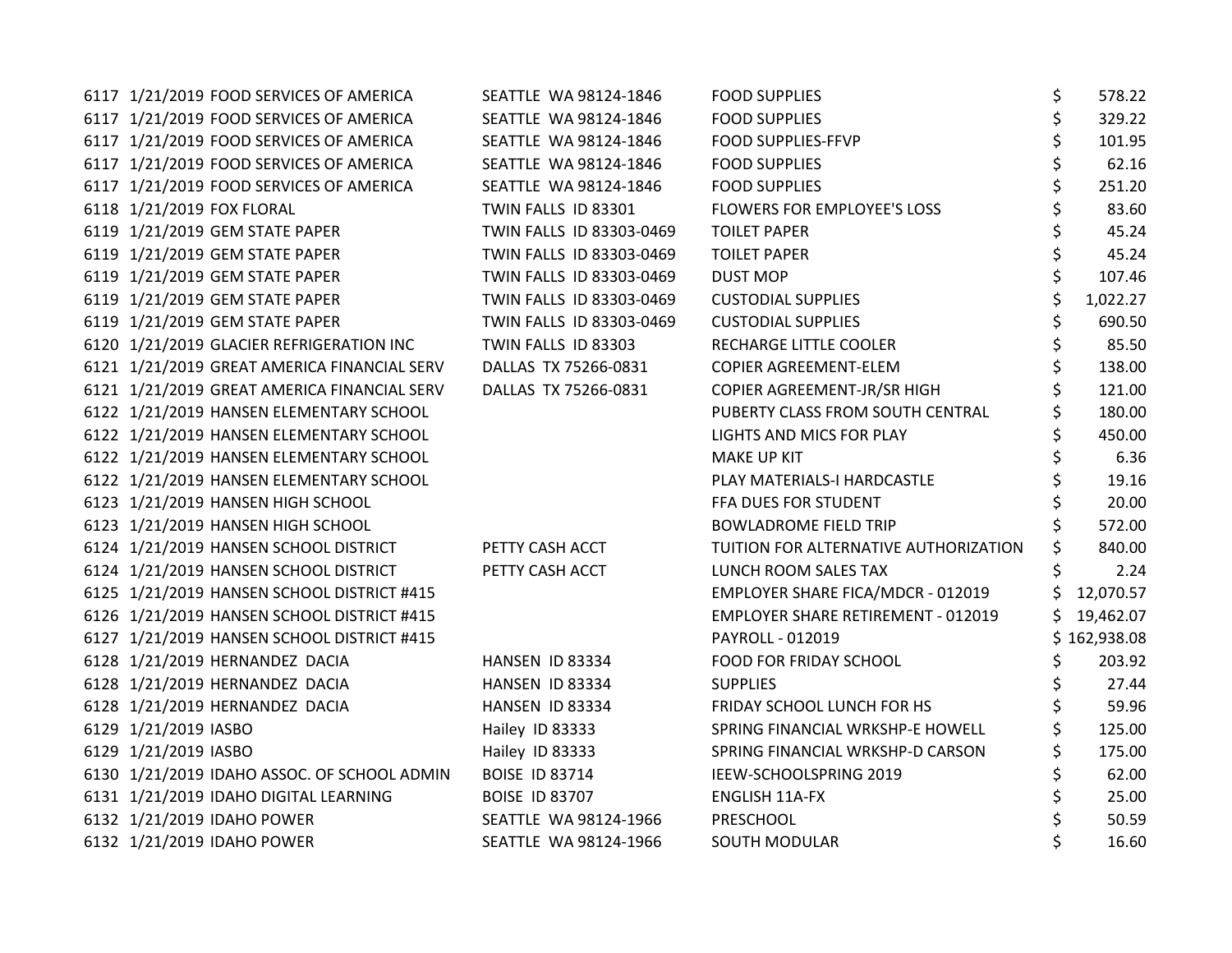| | | | | | |
|---|---|---|---|---|---|
| 6117 | 1/21/2019 | FOOD SERVICES OF AMERICA | SEATTLE WA 98124-1846 | FOOD SUPPLIES | $ 578.22 |
| 6117 | 1/21/2019 | FOOD SERVICES OF AMERICA | SEATTLE WA 98124-1846 | FOOD SUPPLIES | $ 329.22 |
| 6117 | 1/21/2019 | FOOD SERVICES OF AMERICA | SEATTLE WA 98124-1846 | FOOD SUPPLIES-FFVP | $ 101.95 |
| 6117 | 1/21/2019 | FOOD SERVICES OF AMERICA | SEATTLE WA 98124-1846 | FOOD SUPPLIES | $ 62.16 |
| 6117 | 1/21/2019 | FOOD SERVICES OF AMERICA | SEATTLE WA 98124-1846 | FOOD SUPPLIES | $ 251.20 |
| 6118 | 1/21/2019 | FOX FLORAL | TWIN FALLS ID 83301 | FLOWERS FOR EMPLOYEE'S LOSS | $ 83.60 |
| 6119 | 1/21/2019 | GEM STATE PAPER | TWIN FALLS ID 83303-0469 | TOILET PAPER | $ 45.24 |
| 6119 | 1/21/2019 | GEM STATE PAPER | TWIN FALLS ID 83303-0469 | TOILET PAPER | $ 45.24 |
| 6119 | 1/21/2019 | GEM STATE PAPER | TWIN FALLS ID 83303-0469 | DUST MOP | $ 107.46 |
| 6119 | 1/21/2019 | GEM STATE PAPER | TWIN FALLS ID 83303-0469 | CUSTODIAL SUPPLIES | $ 1,022.27 |
| 6119 | 1/21/2019 | GEM STATE PAPER | TWIN FALLS ID 83303-0469 | CUSTODIAL SUPPLIES | $ 690.50 |
| 6120 | 1/21/2019 | GLACIER REFRIGERATION INC | TWIN FALLS ID 83303 | RECHARGE LITTLE COOLER | $ 85.50 |
| 6121 | 1/21/2019 | GREAT AMERICA FINANCIAL SERV | DALLAS TX 75266-0831 | COPIER AGREEMENT-ELEM | $ 138.00 |
| 6121 | 1/21/2019 | GREAT AMERICA FINANCIAL SERV | DALLAS TX 75266-0831 | COPIER AGREEMENT-JR/SR HIGH | $ 121.00 |
| 6122 | 1/21/2019 | HANSEN ELEMENTARY SCHOOL | | PUBERTY CLASS FROM SOUTH CENTRAL | $ 180.00 |
| 6122 | 1/21/2019 | HANSEN ELEMENTARY SCHOOL | | LIGHTS AND MICS FOR PLAY | $ 450.00 |
| 6122 | 1/21/2019 | HANSEN ELEMENTARY SCHOOL | | MAKE UP KIT | $ 6.36 |
| 6122 | 1/21/2019 | HANSEN ELEMENTARY SCHOOL | | PLAY MATERIALS-I HARDCASTLE | $ 19.16 |
| 6123 | 1/21/2019 | HANSEN HIGH SCHOOL | | FFA DUES FOR STUDENT | $ 20.00 |
| 6123 | 1/21/2019 | HANSEN HIGH SCHOOL | | BOWLADROME FIELD TRIP | $ 572.00 |
| 6124 | 1/21/2019 | HANSEN SCHOOL DISTRICT | PETTY CASH ACCT | TUITION FOR ALTERNATIVE AUTHORIZATION | $ 840.00 |
| 6124 | 1/21/2019 | HANSEN SCHOOL DISTRICT | PETTY CASH ACCT | LUNCH ROOM SALES TAX | $ 2.24 |
| 6125 | 1/21/2019 | HANSEN SCHOOL DISTRICT #415 | | EMPLOYER SHARE FICA/MDCR - 012019 | $ 12,070.57 |
| 6126 | 1/21/2019 | HANSEN SCHOOL DISTRICT #415 | | EMPLOYER SHARE RETIREMENT - 012019 | $ 19,462.07 |
| 6127 | 1/21/2019 | HANSEN SCHOOL DISTRICT #415 | | PAYROLL - 012019 | $ 162,938.08 |
| 6128 | 1/21/2019 | HERNANDEZ DACIA | HANSEN ID 83334 | FOOD FOR FRIDAY SCHOOL | $ 203.92 |
| 6128 | 1/21/2019 | HERNANDEZ DACIA | HANSEN ID 83334 | SUPPLIES | $ 27.44 |
| 6128 | 1/21/2019 | HERNANDEZ DACIA | HANSEN ID 83334 | FRIDAY SCHOOL LUNCH FOR HS | $ 59.96 |
| 6129 | 1/21/2019 | IASBO | Hailey ID 83333 | SPRING FINANCIAL WRKSHP-E HOWELL | $ 125.00 |
| 6129 | 1/21/2019 | IASBO | Hailey ID 83333 | SPRING FINANCIAL WRKSHP-D CARSON | $ 175.00 |
| 6130 | 1/21/2019 | IDAHO ASSOC. OF SCHOOL ADMIN | BOISE ID 83714 | IEEW-SCHOOLSPRING 2019 | $ 62.00 |
| 6131 | 1/21/2019 | IDAHO DIGITAL LEARNING | BOISE ID 83707 | ENGLISH 11A-FX | $ 25.00 |
| 6132 | 1/21/2019 | IDAHO POWER | SEATTLE WA 98124-1966 | PRESCHOOL | $ 50.59 |
| 6132 | 1/21/2019 | IDAHO POWER | SEATTLE WA 98124-1966 | SOUTH MODULAR | $ 16.60 |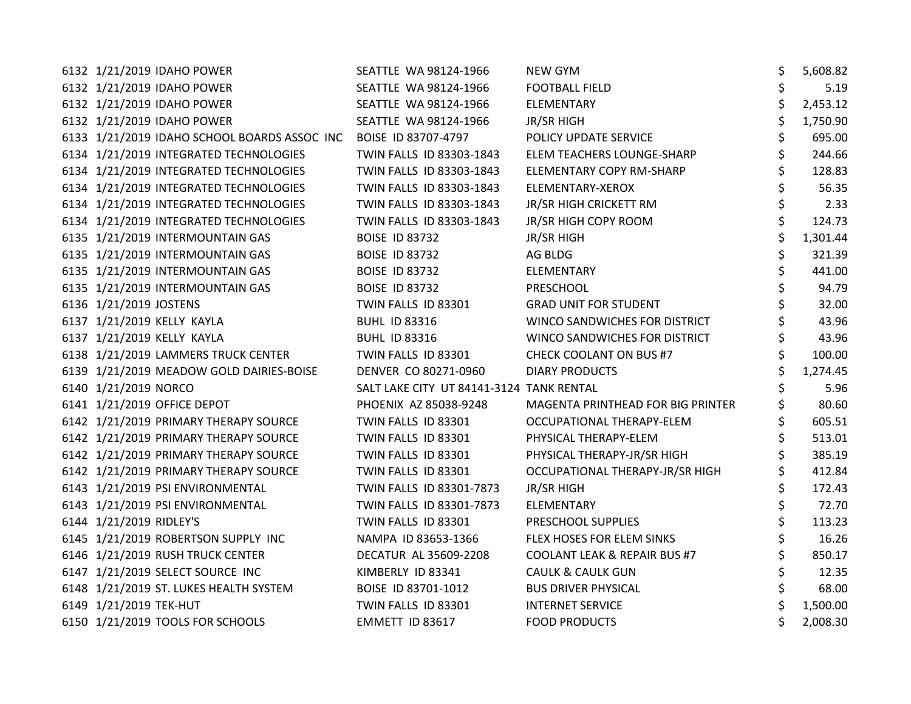| | | | | | |
|---|---|---|---|---|---|
| 6132 | 1/21/2019 | IDAHO POWER | SEATTLE WA 98124-1966 | NEW GYM | $ 5,608.82 |
| 6132 | 1/21/2019 | IDAHO POWER | SEATTLE WA 98124-1966 | FOOTBALL FIELD | $ 5.19 |
| 6132 | 1/21/2019 | IDAHO POWER | SEATTLE WA 98124-1966 | ELEMENTARY | $ 2,453.12 |
| 6132 | 1/21/2019 | IDAHO POWER | SEATTLE WA 98124-1966 | JR/SR HIGH | $ 1,750.90 |
| 6133 | 1/21/2019 | IDAHO SCHOOL BOARDS ASSOC INC | BOISE ID 83707-4797 | POLICY UPDATE SERVICE | $ 695.00 |
| 6134 | 1/21/2019 | INTEGRATED TECHNOLOGIES | TWIN FALLS ID 83303-1843 | ELEM TEACHERS LOUNGE-SHARP | $ 244.66 |
| 6134 | 1/21/2019 | INTEGRATED TECHNOLOGIES | TWIN FALLS ID 83303-1843 | ELEMENTARY COPY RM-SHARP | $ 128.83 |
| 6134 | 1/21/2019 | INTEGRATED TECHNOLOGIES | TWIN FALLS ID 83303-1843 | ELEMENTARY-XEROX | $ 56.35 |
| 6134 | 1/21/2019 | INTEGRATED TECHNOLOGIES | TWIN FALLS ID 83303-1843 | JR/SR HIGH CRICKETT RM | $ 2.33 |
| 6134 | 1/21/2019 | INTEGRATED TECHNOLOGIES | TWIN FALLS ID 83303-1843 | JR/SR HIGH COPY ROOM | $ 124.73 |
| 6135 | 1/21/2019 | INTERMOUNTAIN GAS | BOISE ID 83732 | JR/SR HIGH | $ 1,301.44 |
| 6135 | 1/21/2019 | INTERMOUNTAIN GAS | BOISE ID 83732 | AG BLDG | $ 321.39 |
| 6135 | 1/21/2019 | INTERMOUNTAIN GAS | BOISE ID 83732 | ELEMENTARY | $ 441.00 |
| 6135 | 1/21/2019 | INTERMOUNTAIN GAS | BOISE ID 83732 | PRESCHOOL | $ 94.79 |
| 6136 | 1/21/2019 | JOSTENS | TWIN FALLS ID 83301 | GRAD UNIT FOR STUDENT | $ 32.00 |
| 6137 | 1/21/2019 | KELLY KAYLA | BUHL ID 83316 | WINCO SANDWICHES FOR DISTRICT | $ 43.96 |
| 6137 | 1/21/2019 | KELLY KAYLA | BUHL ID 83316 | WINCO SANDWICHES FOR DISTRICT | $ 43.96 |
| 6138 | 1/21/2019 | LAMMERS TRUCK CENTER | TWIN FALLS ID 83301 | CHECK COOLANT ON BUS #7 | $ 100.00 |
| 6139 | 1/21/2019 | MEADOW GOLD DAIRIES-BOISE | DENVER CO 80271-0960 | DIARY PRODUCTS | $ 1,274.45 |
| 6140 | 1/21/2019 | NORCO | SALT LAKE CITY UT 84141-3124 | TANK RENTAL | $ 5.96 |
| 6141 | 1/21/2019 | OFFICE DEPOT | PHOENIX AZ 85038-9248 | MAGENTA PRINTHEAD FOR BIG PRINTER | $ 80.60 |
| 6142 | 1/21/2019 | PRIMARY THERAPY SOURCE | TWIN FALLS ID 83301 | OCCUPATIONAL THERAPY-ELEM | $ 605.51 |
| 6142 | 1/21/2019 | PRIMARY THERAPY SOURCE | TWIN FALLS ID 83301 | PHYSICAL THERAPY-ELEM | $ 513.01 |
| 6142 | 1/21/2019 | PRIMARY THERAPY SOURCE | TWIN FALLS ID 83301 | PHYSICAL THERAPY-JR/SR HIGH | $ 385.19 |
| 6142 | 1/21/2019 | PRIMARY THERAPY SOURCE | TWIN FALLS ID 83301 | OCCUPATIONAL THERAPY-JR/SR HIGH | $ 412.84 |
| 6143 | 1/21/2019 | PSI ENVIRONMENTAL | TWIN FALLS ID 83301-7873 | JR/SR HIGH | $ 172.43 |
| 6143 | 1/21/2019 | PSI ENVIRONMENTAL | TWIN FALLS ID 83301-7873 | ELEMENTARY | $ 72.70 |
| 6144 | 1/21/2019 | RIDLEY'S | TWIN FALLS ID 83301 | PRESCHOOL SUPPLIES | $ 113.23 |
| 6145 | 1/21/2019 | ROBERTSON SUPPLY INC | NAMPA ID 83653-1366 | FLEX HOSES FOR ELEM SINKS | $ 16.26 |
| 6146 | 1/21/2019 | RUSH TRUCK CENTER | DECATUR AL 35609-2208 | COOLANT LEAK & REPAIR BUS #7 | $ 850.17 |
| 6147 | 1/21/2019 | SELECT SOURCE INC | KIMBERLY ID 83341 | CAULK & CAULK GUN | $ 12.35 |
| 6148 | 1/21/2019 | ST. LUKES HEALTH SYSTEM | BOISE ID 83701-1012 | BUS DRIVER PHYSICAL | $ 68.00 |
| 6149 | 1/21/2019 | TEK-HUT | TWIN FALLS ID 83301 | INTERNET SERVICE | $ 1,500.00 |
| 6150 | 1/21/2019 | TOOLS FOR SCHOOLS | EMMETT ID 83617 | FOOD PRODUCTS | $ 2,008.30 |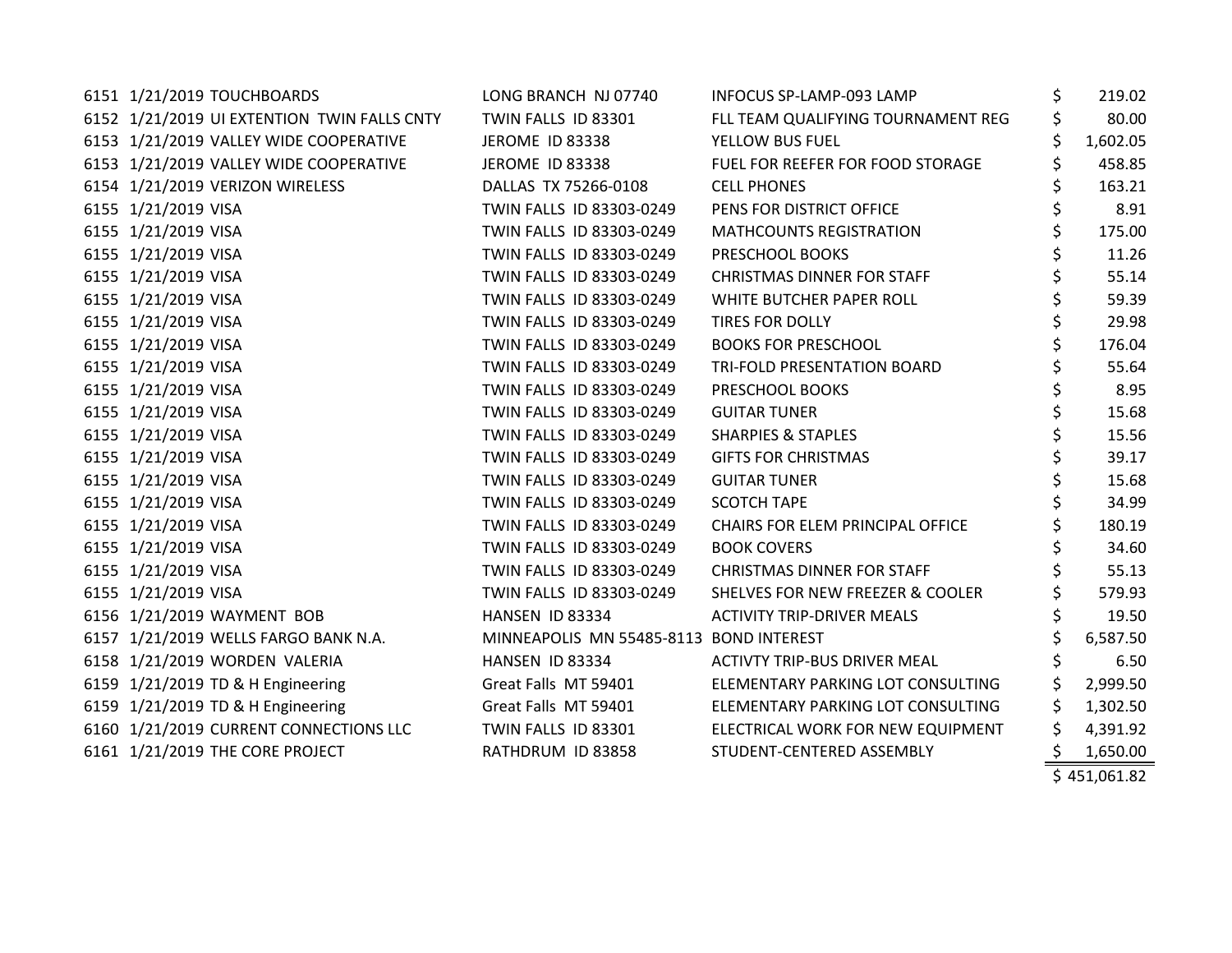| | | | | | |
|---|---|---|---|---|---|
| 6151 | 1/21/2019 | TOUCHBOARDS | LONG BRANCH NJ 07740 | INFOCUS SP-LAMP-093 LAMP | $ 219.02 |
| 6152 | 1/21/2019 | UI EXTENTION TWIN FALLS CNTY | TWIN FALLS ID 83301 | FLL TEAM QUALIFYING TOURNAMENT REG | $ 80.00 |
| 6153 | 1/21/2019 | VALLEY WIDE COOPERATIVE | JEROME ID 83338 | YELLOW BUS FUEL | $ 1,602.05 |
| 6153 | 1/21/2019 | VALLEY WIDE COOPERATIVE | JEROME ID 83338 | FUEL FOR REEFER FOR FOOD STORAGE | $ 458.85 |
| 6154 | 1/21/2019 | VERIZON WIRELESS | DALLAS TX 75266-0108 | CELL PHONES | $ 163.21 |
| 6155 | 1/21/2019 | VISA | TWIN FALLS ID 83303-0249 | PENS FOR DISTRICT OFFICE | $ 8.91 |
| 6155 | 1/21/2019 | VISA | TWIN FALLS ID 83303-0249 | MATHCOUNTS REGISTRATION | $ 175.00 |
| 6155 | 1/21/2019 | VISA | TWIN FALLS ID 83303-0249 | PRESCHOOL BOOKS | $ 11.26 |
| 6155 | 1/21/2019 | VISA | TWIN FALLS ID 83303-0249 | CHRISTMAS DINNER FOR STAFF | $ 55.14 |
| 6155 | 1/21/2019 | VISA | TWIN FALLS ID 83303-0249 | WHITE BUTCHER PAPER ROLL | $ 59.39 |
| 6155 | 1/21/2019 | VISA | TWIN FALLS ID 83303-0249 | TIRES FOR DOLLY | $ 29.98 |
| 6155 | 1/21/2019 | VISA | TWIN FALLS ID 83303-0249 | BOOKS FOR PRESCHOOL | $ 176.04 |
| 6155 | 1/21/2019 | VISA | TWIN FALLS ID 83303-0249 | TRI-FOLD PRESENTATION BOARD | $ 55.64 |
| 6155 | 1/21/2019 | VISA | TWIN FALLS ID 83303-0249 | PRESCHOOL BOOKS | $ 8.95 |
| 6155 | 1/21/2019 | VISA | TWIN FALLS ID 83303-0249 | GUITAR TUNER | $ 15.68 |
| 6155 | 1/21/2019 | VISA | TWIN FALLS ID 83303-0249 | SHARPIES & STAPLES | $ 15.56 |
| 6155 | 1/21/2019 | VISA | TWIN FALLS ID 83303-0249 | GIFTS FOR CHRISTMAS | $ 39.17 |
| 6155 | 1/21/2019 | VISA | TWIN FALLS ID 83303-0249 | GUITAR TUNER | $ 15.68 |
| 6155 | 1/21/2019 | VISA | TWIN FALLS ID 83303-0249 | SCOTCH TAPE | $ 34.99 |
| 6155 | 1/21/2019 | VISA | TWIN FALLS ID 83303-0249 | CHAIRS FOR ELEM PRINCIPAL OFFICE | $ 180.19 |
| 6155 | 1/21/2019 | VISA | TWIN FALLS ID 83303-0249 | BOOK COVERS | $ 34.60 |
| 6155 | 1/21/2019 | VISA | TWIN FALLS ID 83303-0249 | CHRISTMAS DINNER FOR STAFF | $ 55.13 |
| 6155 | 1/21/2019 | VISA | TWIN FALLS ID 83303-0249 | SHELVES FOR NEW FREEZER & COOLER | $ 579.93 |
| 6156 | 1/21/2019 | WAYMENT BOB | HANSEN ID 83334 | ACTIVITY TRIP-DRIVER MEALS | $ 19.50 |
| 6157 | 1/21/2019 | WELLS FARGO BANK N.A. | MINNEAPOLIS MN 55485-8113 | BOND INTEREST | $ 6,587.50 |
| 6158 | 1/21/2019 | WORDEN VALERIA | HANSEN ID 83334 | ACTIVTY TRIP-BUS DRIVER MEAL | $ 6.50 |
| 6159 | 1/21/2019 | TD & H Engineering | Great Falls MT 59401 | ELEMENTARY PARKING LOT CONSULTING | $ 2,999.50 |
| 6159 | 1/21/2019 | TD & H Engineering | Great Falls MT 59401 | ELEMENTARY PARKING LOT CONSULTING | $ 1,302.50 |
| 6160 | 1/21/2019 | CURRENT CONNECTIONS LLC | TWIN FALLS ID 83301 | ELECTRICAL WORK FOR NEW EQUIPMENT | $ 4,391.92 |
| 6161 | 1/21/2019 | THE CORE PROJECT | RATHDRUM ID 83858 | STUDENT-CENTERED ASSEMBLY | $ 1,650.00 |
| | | | | | $ 451,061.82 |